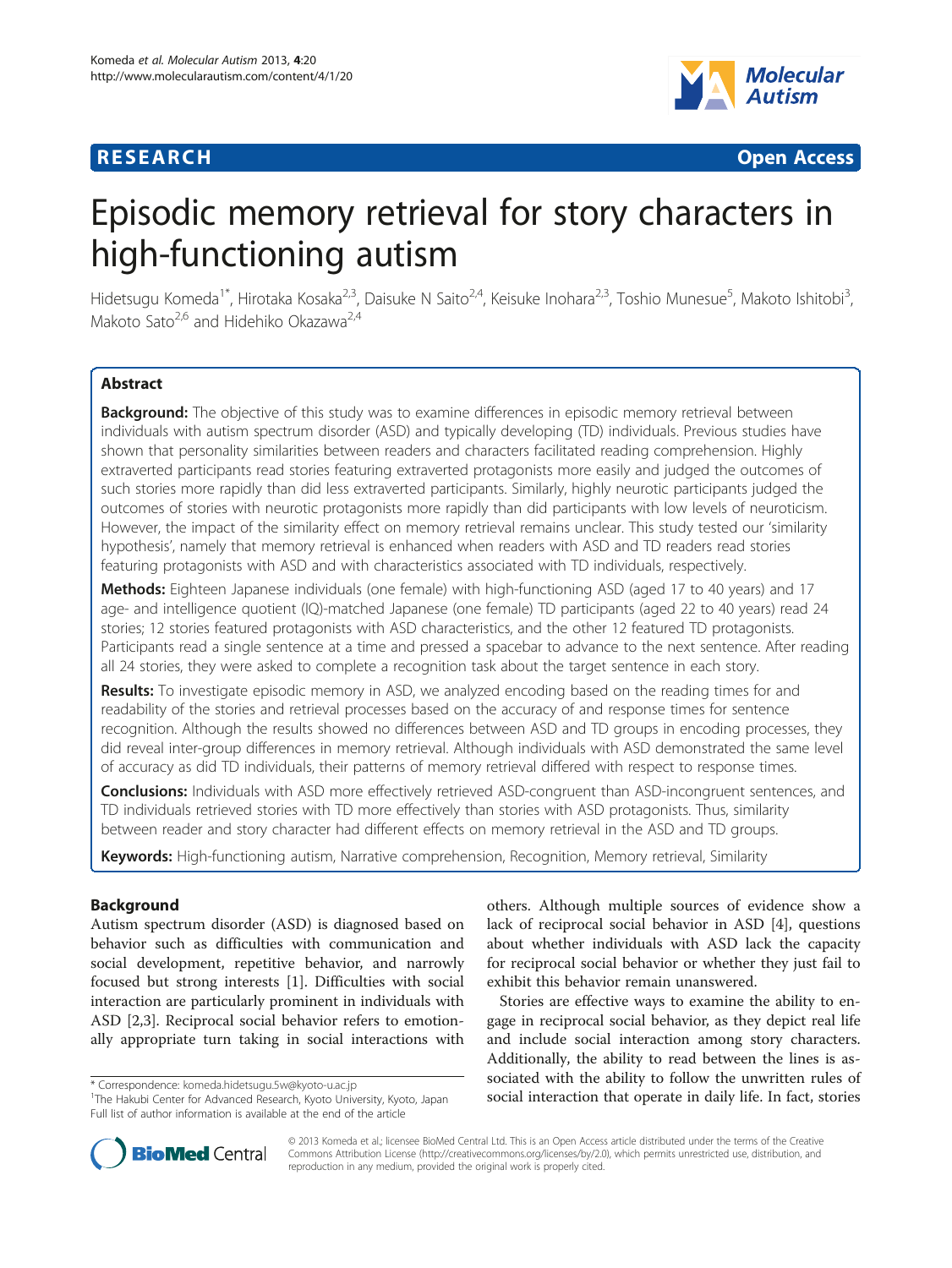**RESEARCH** **Open Access**

# Episodic memory retrieval for story characters in high-functioning autism

Hidetsugu Komeda[1*], Hirotaka Kosaka[2,3], Daisuke N Saito[2,4], Keisuke Inohara[2,3], Toshio Munesue[5], Makoto Ishitobi[3], Makoto Sato[2,6] and Hidehiko Okazawa[2,4]

## Abstract

**Background:** The objective of this study was to examine differences in episodic memory retrieval between individuals with autism spectrum disorder (ASD) and typically developing (TD) individuals. Previous studies have shown that personality similarities between readers and characters facilitated reading comprehension. Highly extraverted participants read stories featuring extraverted protagonists more easily and judged the outcomes of such stories more rapidly than did less extraverted participants. Similarly, highly neurotic participants judged the outcomes of stories with neurotic protagonists more rapidly than did participants with low levels of neuroticism. However, the impact of the similarity effect on memory retrieval remains unclear. This study tested our 'similarity hypothesis', namely that memory retrieval is enhanced when readers with ASD and TD readers read stories featuring protagonists with ASD and with characteristics associated with TD individuals, respectively.

**Methods:** Eighteen Japanese individuals (one female) with high-functioning ASD (aged 17 to 40 years) and 17 age- and intelligence quotient (IQ)-matched Japanese (one female) TD participants (aged 22 to 40 years) read 24 stories; 12 stories featured protagonists with ASD characteristics, and the other 12 featured TD protagonists. Participants read a single sentence at a time and pressed a spacebar to advance to the next sentence. After reading all 24 stories, they were asked to complete a recognition task about the target sentence in each story.

**Results:** To investigate episodic memory in ASD, we analyzed encoding based on the reading times for and readability of the stories and retrieval processes based on the accuracy of and response times for sentence recognition. Although the results showed no differences between ASD and TD groups in encoding processes, they did reveal inter-group differences in memory retrieval. Although individuals with ASD demonstrated the same level of accuracy as did TD individuals, their patterns of memory retrieval differed with respect to response times.

**Conclusions:** Individuals with ASD more effectively retrieved ASD-congruent than ASD-incongruent sentences, and TD individuals retrieved stories with TD more effectively than stories with ASD protagonists. Thus, similarity between reader and story character had different effects on memory retrieval in the ASD and TD groups.

**Keywords:** High-functioning autism, Narrative comprehension, Recognition, Memory retrieval, Similarity

## Background

Autism spectrum disorder (ASD) is diagnosed based on behavior such as difficulties with communication and social development, repetitive behavior, and narrowly focused but strong interests [1]. Difficulties with social interaction are particularly prominent in individuals with ASD [2,3]. Reciprocal social behavior refers to emotionally appropriate turn taking in social interactions with others. Although multiple sources of evidence show a lack of reciprocal social behavior in ASD [4], questions about whether individuals with ASD lack the capacity for reciprocal social behavior or whether they just fail to exhibit this behavior remain unanswered.

Stories are effective ways to examine the ability to engage in reciprocal social behavior, as they depict real life and include social interaction among story characters. Additionally, the ability to read between the lines is associated with the ability to follow the unwritten rules of social interaction that operate in daily life. In fact, stories

\* Correspondence: komeda.hidetsugu.5w@kyoto-u.ac.jp
[1]The Hakubi Center for Advanced Research, Kyoto University, Kyoto, Japan
Full list of author information is available at the end of the article

© 2013 Komeda et al.; licensee BioMed Central Ltd. This is an Open Access article distributed under the terms of the Creative Commons Attribution License (http://creativecommons.org/licenses/by/2.0), which permits unrestricted use, distribution, and reproduction in any medium, provided the original work is properly cited.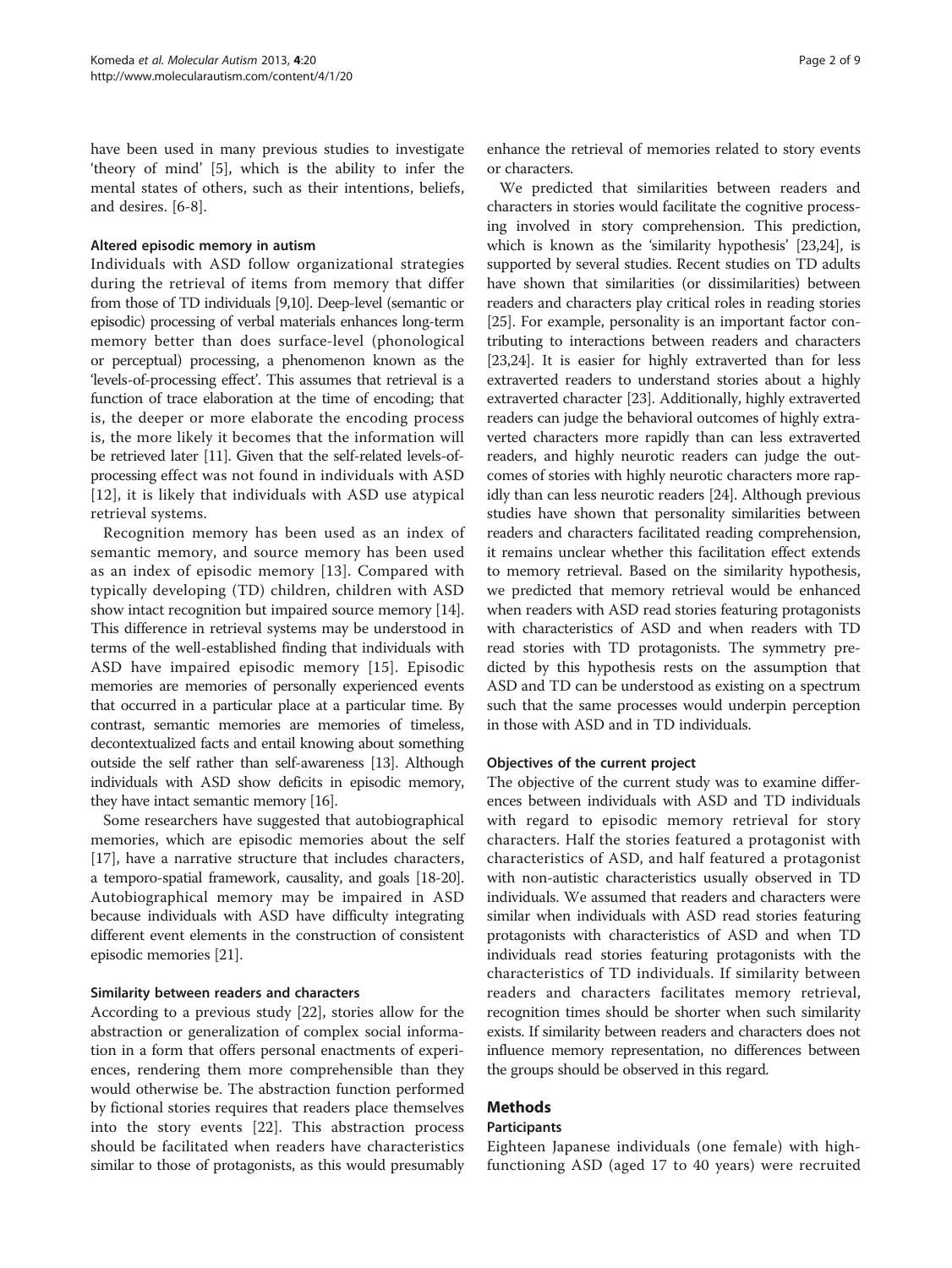have been used in many previous studies to investigate 'theory of mind' [5], which is the ability to infer the mental states of others, such as their intentions, beliefs, and desires. [6-8].

### Altered episodic memory in autism

Individuals with ASD follow organizational strategies during the retrieval of items from memory that differ from those of TD individuals [9,10]. Deep-level (semantic or episodic) processing of verbal materials enhances long-term memory better than does surface-level (phonological or perceptual) processing, a phenomenon known as the 'levels-of-processing effect'. This assumes that retrieval is a function of trace elaboration at the time of encoding; that is, the deeper or more elaborate the encoding process is, the more likely it becomes that the information will be retrieved later [11]. Given that the self-related levels-of-processing effect was not found in individuals with ASD [12], it is likely that individuals with ASD use atypical retrieval systems.

Recognition memory has been used as an index of semantic memory, and source memory has been used as an index of episodic memory [13]. Compared with typically developing (TD) children, children with ASD show intact recognition but impaired source memory [14]. This difference in retrieval systems may be understood in terms of the well-established finding that individuals with ASD have impaired episodic memory [15]. Episodic memories are memories of personally experienced events that occurred in a particular place at a particular time. By contrast, semantic memories are memories of timeless, decontextualized facts and entail knowing about something outside the self rather than self-awareness [13]. Although individuals with ASD show deficits in episodic memory, they have intact semantic memory [16].

Some researchers have suggested that autobiographical memories, which are episodic memories about the self [17], have a narrative structure that includes characters, a temporo-spatial framework, causality, and goals [18-20]. Autobiographical memory may be impaired in ASD because individuals with ASD have difficulty integrating different event elements in the construction of consistent episodic memories [21].

### Similarity between readers and characters

According to a previous study [22], stories allow for the abstraction or generalization of complex social information in a form that offers personal enactments of experiences, rendering them more comprehensible than they would otherwise be. The abstraction function performed by fictional stories requires that readers place themselves into the story events [22]. This abstraction process should be facilitated when readers have characteristics similar to those of protagonists, as this would presumably enhance the retrieval of memories related to story events or characters.

We predicted that similarities between readers and characters in stories would facilitate the cognitive processing involved in story comprehension. This prediction, which is known as the 'similarity hypothesis' [23,24], is supported by several studies. Recent studies on TD adults have shown that similarities (or dissimilarities) between readers and characters play critical roles in reading stories [25]. For example, personality is an important factor contributing to interactions between readers and characters [23,24]. It is easier for highly extraverted than for less extraverted readers to understand stories about a highly extraverted character [23]. Additionally, highly extraverted readers can judge the behavioral outcomes of highly extraverted characters more rapidly than can less extraverted readers, and highly neurotic readers can judge the outcomes of stories with highly neurotic characters more rapidly than can less neurotic readers [24]. Although previous studies have shown that personality similarities between readers and characters facilitated reading comprehension, it remains unclear whether this facilitation effect extends to memory retrieval. Based on the similarity hypothesis, we predicted that memory retrieval would be enhanced when readers with ASD read stories featuring protagonists with characteristics of ASD and when readers with TD read stories with TD protagonists. The symmetry predicted by this hypothesis rests on the assumption that ASD and TD can be understood as existing on a spectrum such that the same processes would underpin perception in those with ASD and in TD individuals.

### Objectives of the current project

The objective of the current study was to examine differences between individuals with ASD and TD individuals with regard to episodic memory retrieval for story characters. Half the stories featured a protagonist with characteristics of ASD, and half featured a protagonist with non-autistic characteristics usually observed in TD individuals. We assumed that readers and characters were similar when individuals with ASD read stories featuring protagonists with characteristics of ASD and when TD individuals read stories featuring protagonists with the characteristics of TD individuals. If similarity between readers and characters facilitates memory retrieval, recognition times should be shorter when such similarity exists. If similarity between readers and characters does not influence memory representation, no differences between the groups should be observed in this regard.

## Methods

### Participants

Eighteen Japanese individuals (one female) with high-functioning ASD (aged 17 to 40 years) were recruited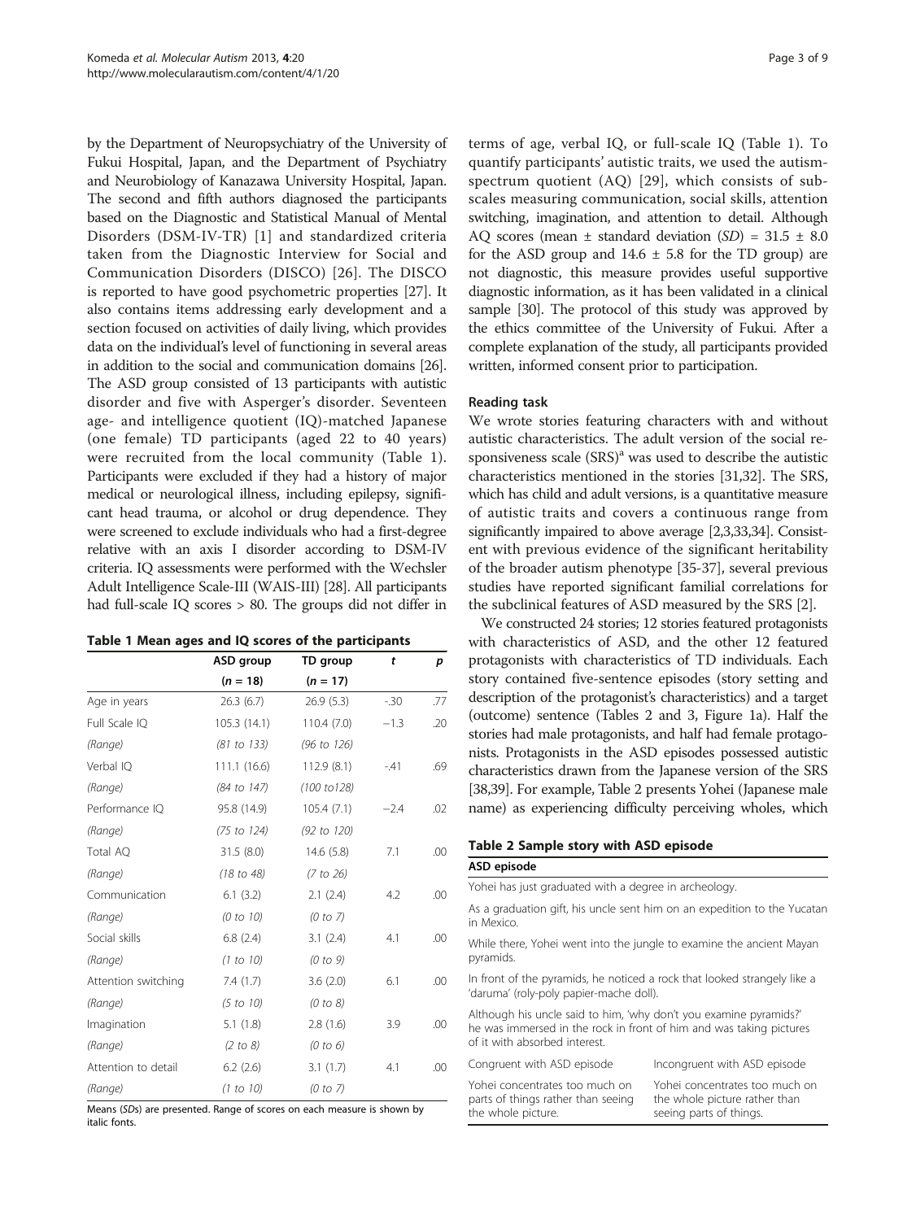by the Department of Neuropsychiatry of the University of Fukui Hospital, Japan, and the Department of Psychiatry and Neurobiology of Kanazawa University Hospital, Japan. The second and fifth authors diagnosed the participants based on the Diagnostic and Statistical Manual of Mental Disorders (DSM-IV-TR) [1] and standardized criteria taken from the Diagnostic Interview for Social and Communication Disorders (DISCO) [26]. The DISCO is reported to have good psychometric properties [27]. It also contains items addressing early development and a section focused on activities of daily living, which provides data on the individual's level of functioning in several areas in addition to the social and communication domains [26]. The ASD group consisted of 13 participants with autistic disorder and five with Asperger's disorder. Seventeen age- and intelligence quotient (IQ)-matched Japanese (one female) TD participants (aged 22 to 40 years) were recruited from the local community (Table 1). Participants were excluded if they had a history of major medical or neurological illness, including epilepsy, significant head trauma, or alcohol or drug dependence. They were screened to exclude individuals who had a first-degree relative with an axis I disorder according to DSM-IV criteria. IQ assessments were performed with the Wechsler Adult Intelligence Scale-III (WAIS-III) [28]. All participants had full-scale IQ scores > 80. The groups did not differ in terms of age, verbal IQ, or full-scale IQ (Table 1). To quantify participants' autistic traits, we used the autism-spectrum quotient (AQ) [29], which consists of subscales measuring communication, social skills, attention switching, imagination, and attention to detail. Although AQ scores (mean ± standard deviation (*SD*) = 31.5 ± 8.0 for the ASD group and 14.6 ± 5.8 for the TD group) are not diagnostic, this measure provides useful supportive diagnostic information, as it has been validated in a clinical sample [30]. The protocol of this study was approved by the ethics committee of the University of Fukui. After a complete explanation of the study, all participants provided written, informed consent prior to participation.

**Table 1 Mean ages and IQ scores of the participants**

| | ASD group ($n$ = 18) | TD group ($n$ = 17) | $t$ | $p$ |
|---|---|---|---|---|
| Age in years | 26.3 (6.7) | 26.9 (5.3) | -.30 | .77 |
| Full Scale IQ | 105.3 (14.1) | 110.4 (7.0) | −1.3 | .20 |
| *(Range)* | *(81 to 133)* | *(96 to 126)* | | |
| Verbal IQ | 111.1 (16.6) | 112.9 (8.1) | -.41 | .69 |
| *(Range)* | *(84 to 147)* | *(100 to128)* | | |
| Performance IQ | 95.8 (14.9) | 105.4 (7.1) | −2.4 | .02 |
| *(Range)* | *(75 to 124)* | *(92 to 120)* | | |
| Total AQ | 31.5 (8.0) | 14.6 (5.8) | 7.1 | .00 |
| *(Range)* | *(18 to 48)* | *(7 to 26)* | | |
| Communication | 6.1 (3.2) | 2.1 (2.4) | 4.2 | .00 |
| *(Range)* | *(0 to 10)* | *(0 to 7)* | | |
| Social skills | 6.8 (2.4) | 3.1 (2.4) | 4.1 | .00 |
| *(Range)* | *(1 to 10)* | *(0 to 9)* | | |
| Attention switching | 7.4 (1.7) | 3.6 (2.0) | 6.1 | .00 |
| *(Range)* | *(5 to 10)* | *(0 to 8)* | | |
| Imagination | 5.1 (1.8) | 2.8 (1.6) | 3.9 | .00 |
| *(Range)* | *(2 to 8)* | *(0 to 6)* | | |
| Attention to detail | 6.2 (2.6) | 3.1 (1.7) | 4.1 | .00 |
| *(Range)* | *(1 to 10)* | *(0 to 7)* | | |

Means (*SD*s) are presented. Range of scores on each measure is shown by italic fonts.

#### Reading task

We wrote stories featuring characters with and without autistic characteristics. The adult version of the social responsiveness scale (SRS)[a] was used to describe the autistic characteristics mentioned in the stories [31,32]. The SRS, which has child and adult versions, is a quantitative measure of autistic traits and covers a continuous range from significantly impaired to above average [2,3,33,34]. Consistent with previous evidence of the significant heritability of the broader autism phenotype [35-37], several previous studies have reported significant familial correlations for the subclinical features of ASD measured by the SRS [2].

We constructed 24 stories; 12 stories featured protagonists with characteristics of ASD, and the other 12 featured protagonists with characteristics of TD individuals. Each story contained five-sentence episodes (story setting and description of the protagonist's characteristics) and a target (outcome) sentence (Tables 2 and 3, Figure 1a). Half the stories had male protagonists, and half had female protagonists. Protagonists in the ASD episodes possessed autistic characteristics drawn from the Japanese version of the SRS [38,39]. For example, Table 2 presents Yohei (Japanese male name) as experiencing difficulty perceiving wholes, which

**Table 2 Sample story with ASD episode**

| ASD episode | |
|---|---|
| Yohei has just graduated with a degree in archeology. | |
| As a graduation gift, his uncle sent him on an expedition to the Yucatan in Mexico. | |
| While there, Yohei went into the jungle to examine the ancient Mayan pyramids. | |
| In front of the pyramids, he noticed a rock that looked strangely like a 'daruma' (roly-poly papier-mache doll). | |
| Although his uncle said to him, 'why don't you examine pyramids?' he was immersed in the rock in front of him and was taking pictures of it with absorbed interest. | |
| Congruent with ASD episode | Incongruent with ASD episode |
| Yohei concentrates too much on parts of things rather than seeing the whole picture. | Yohei concentrates too much on the whole picture rather than seeing parts of things. |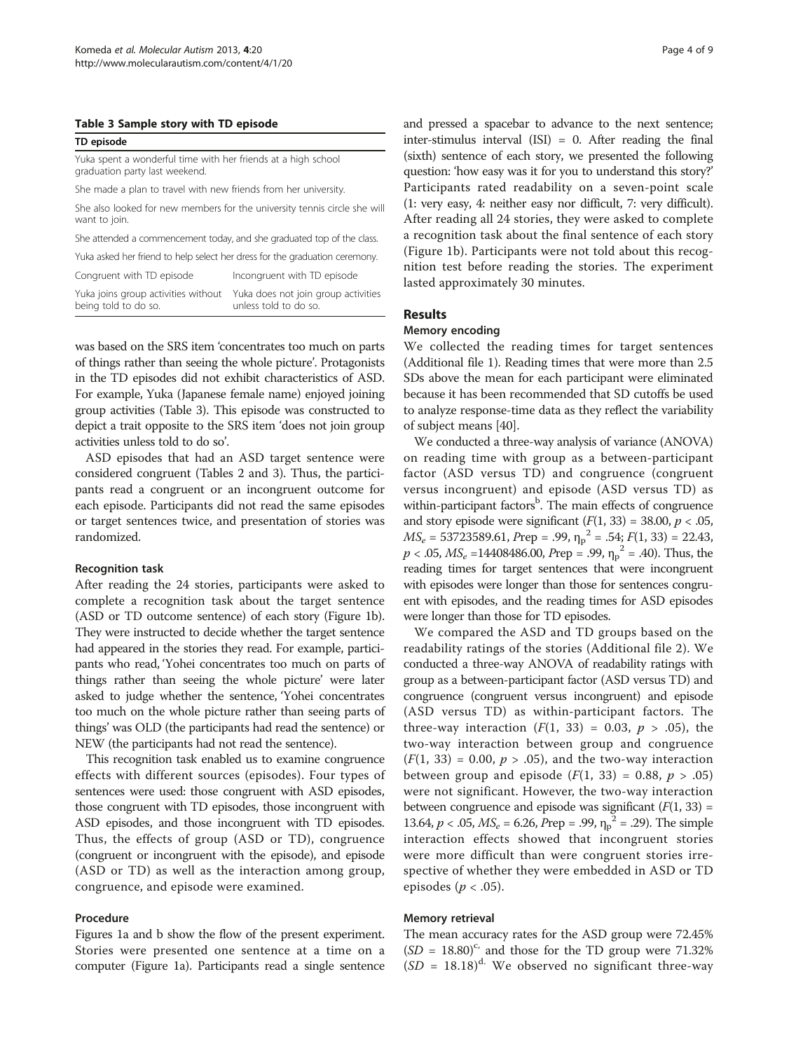**Table 3 Sample story with TD episode**

| TD episode | |
|---|---|
| Yuka spent a wonderful time with her friends at a high school graduation party last weekend. | |
| She made a plan to travel with new friends from her university. | |
| She also looked for new members for the university tennis circle she will want to join. | |
| She attended a commencement today, and she graduated top of the class. | |
| Yuka asked her friend to help select her dress for the graduation ceremony. | |
| Congruent with TD episode | Incongruent with TD episode |
| Yuka joins group activities without being told to do so. | Yuka does not join group activities unless told to do so. |

was based on the SRS item 'concentrates too much on parts of things rather than seeing the whole picture'. Protagonists in the TD episodes did not exhibit characteristics of ASD. For example, Yuka (Japanese female name) enjoyed joining group activities (Table 3). This episode was constructed to depict a trait opposite to the SRS item 'does not join group activities unless told to do so'.

ASD episodes that had an ASD target sentence were considered congruent (Tables 2 and 3). Thus, the participants read a congruent or an incongruent outcome for each episode. Participants did not read the same episodes or target sentences twice, and presentation of stories was randomized.

### Recognition task

After reading the 24 stories, participants were asked to complete a recognition task about the target sentence (ASD or TD outcome sentence) of each story (Figure 1b). They were instructed to decide whether the target sentence had appeared in the stories they read. For example, participants who read, 'Yohei concentrates too much on parts of things rather than seeing the whole picture' were later asked to judge whether the sentence, 'Yohei concentrates too much on the whole picture rather than seeing parts of things' was OLD (the participants had read the sentence) or NEW (the participants had not read the sentence).

This recognition task enabled us to examine congruence effects with different sources (episodes). Four types of sentences were used: those congruent with ASD episodes, those congruent with TD episodes, those incongruent with ASD episodes, and those incongruent with TD episodes. Thus, the effects of group (ASD or TD), congruence (congruent or incongruent with the episode), and episode (ASD or TD) as well as the interaction among group, congruence, and episode were examined.

### Procedure

Figures 1a and b show the flow of the present experiment. Stories were presented one sentence at a time on a computer (Figure 1a). Participants read a single sentence and pressed a spacebar to advance to the next sentence; inter-stimulus interval (ISI) = 0. After reading the final (sixth) sentence of each story, we presented the following question: 'how easy was it for you to understand this story?' Participants rated readability on a seven-point scale (1: very easy, 4: neither easy nor difficult, 7: very difficult). After reading all 24 stories, they were asked to complete a recognition task about the final sentence of each story (Figure 1b). Participants were not told about this recognition test before reading the stories. The experiment lasted approximately 30 minutes.

## Results

### Memory encoding

We collected the reading times for target sentences (Additional file 1). Reading times that were more than 2.5 SDs above the mean for each participant were eliminated because it has been recommended that SD cutoffs be used to analyze response-time data as they reflect the variability of subject means [40].

We conducted a three-way analysis of variance (ANOVA) on reading time with group as a between-participant factor (ASD versus TD) and congruence (congruent versus incongruent) and episode (ASD versus TD) as within-participant factors[b]. The main effects of congruence and story episode were significant ($F(1, 33) = 38.00$, $p < .05$, $MS_e = 53723589.61$, $Prep = .99$, $\eta_p^2 = .54$; $F(1, 33) = 22.43$, $p < .05$, $MS_e = 14408486.00$, $Prep = .99$, $\eta_p^2 = .40$). Thus, the reading times for target sentences that were incongruent with episodes were longer than those for sentences congruent with episodes, and the reading times for ASD episodes were longer than those for TD episodes.

We compared the ASD and TD groups based on the readability ratings of the stories (Additional file 2). We conducted a three-way ANOVA of readability ratings with group as a between-participant factor (ASD versus TD) and congruence (congruent versus incongruent) and episode (ASD versus TD) as within-participant factors. The three-way interaction ($F(1, 33) = 0.03$, $p > .05$), the two-way interaction between group and congruence ($F(1, 33) = 0.00$, $p > .05$), and the two-way interaction between group and episode ($F(1, 33) = 0.88$, $p > .05$) were not significant. However, the two-way interaction between congruence and episode was significant ($F(1, 33) = 13.64$, $p < .05$, $MS_e = 6.26$, $Prep = .99$, $\eta_p^2 = .29$). The simple interaction effects showed that incongruent stories were more difficult than were congruent stories irrespective of whether they were embedded in ASD or TD episodes ($p < .05$).

### Memory retrieval

The mean accuracy rates for the ASD group were 72.45% ($SD = 18.80$)[c], and those for the TD group were 71.32% ($SD = 18.18$)[d]. We observed no significant three-way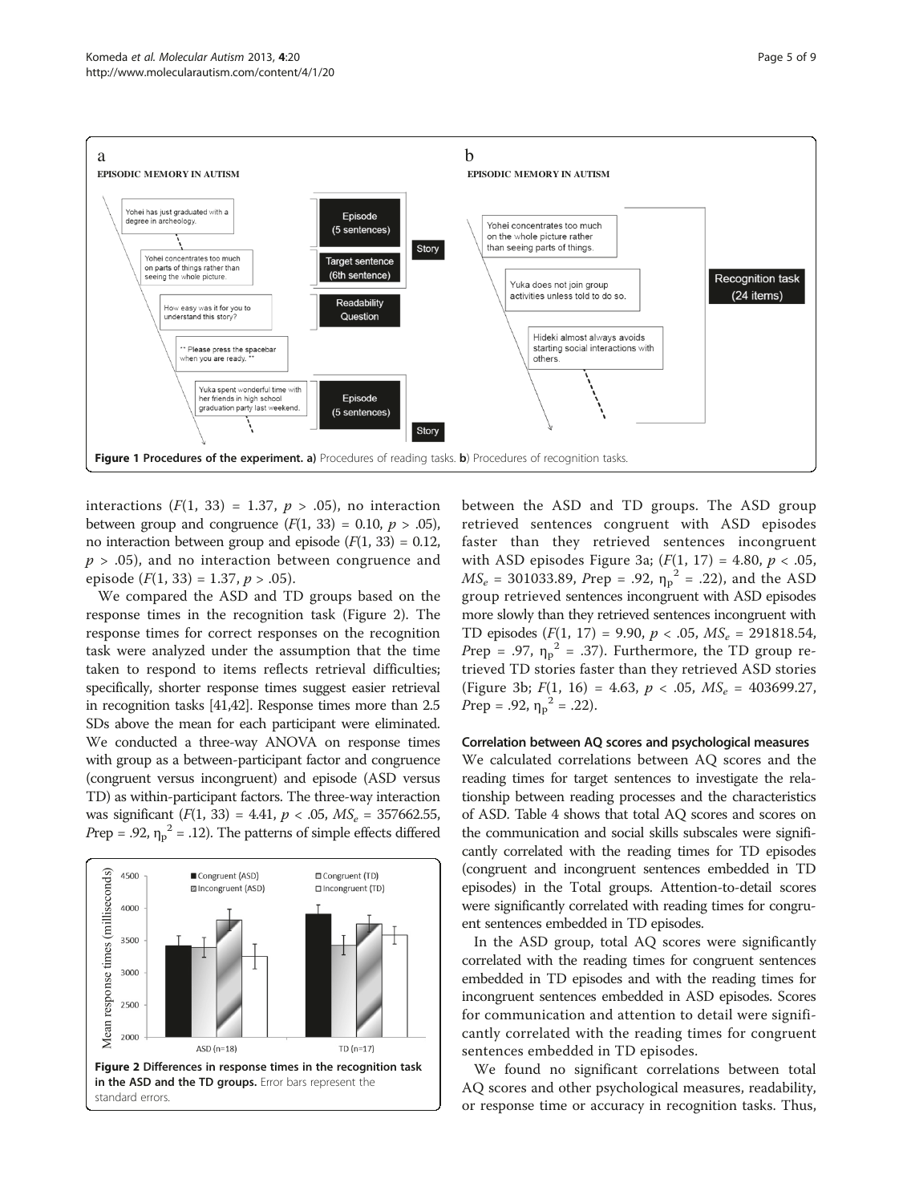Figure 1 **Procedures of the experiment. a)** Procedures of reading tasks. **b**) Procedures of recognition tasks.

interactions ($F(1, 33) = 1.37$, $p > .05$), no interaction between group and congruence ($F(1, 33) = 0.10$, $p > .05$), no interaction between group and episode ($F(1, 33) = 0.12$, $p > .05$), and no interaction between congruence and episode ($F(1, 33) = 1.37$, $p > .05$).

We compared the ASD and TD groups based on the response times in the recognition task (Figure 2). The response times for correct responses on the recognition task were analyzed under the assumption that the time taken to respond to items reflects retrieval difficulties; specifically, shorter response times suggest easier retrieval in recognition tasks [41,42]. Response times more than 2.5 SDs above the mean for each participant were eliminated. We conducted a three-way ANOVA on response times with group as a between-participant factor and congruence (congruent versus incongruent) and episode (ASD versus TD) as within-participant factors. The three-way interaction was significant ($F(1, 33) = 4.41$, $p < .05$, $MS_e = 357662.55$, $P\text{rep} = .92$, $\eta_p^2 = .12$). The patterns of simple effects differed between the ASD and TD groups. The ASD group retrieved sentences congruent with ASD episodes faster than they retrieved sentences incongruent with ASD episodes Figure 3a; ($F(1, 17) = 4.80$, $p < .05$, $MS_e = 301033.89$, $P\text{rep} = .92$, $\eta_p^2 = .22$), and the ASD group retrieved sentences incongruent with ASD episodes more slowly than they retrieved sentences incongruent with TD episodes ($F(1, 17) = 9.90$, $p < .05$, $MS_e = 291818.54$, $P\text{rep} = .97$, $\eta_p^2 = .37$). Furthermore, the TD group retrieved TD stories faster than they retrieved ASD stories (Figure 3b; $F(1, 16) = 4.63$, $p < .05$, $MS_e = 403699.27$, $P\text{rep} = .92$, $\eta_p^2 = .22$).

Figure 2 **Differences in response times in the recognition task in the ASD and the TD groups.** Error bars represent the standard errors.

#### Correlation between AQ scores and psychological measures

We calculated correlations between AQ scores and the reading times for target sentences to investigate the relationship between reading processes and the characteristics of ASD. Table 4 shows that total AQ scores and scores on the communication and social skills subscales were significantly correlated with the reading times for TD episodes (congruent and incongruent sentences embedded in TD episodes) in the Total groups. Attention-to-detail scores were significantly correlated with reading times for congruent sentences embedded in TD episodes.

In the ASD group, total AQ scores were significantly correlated with the reading times for congruent sentences embedded in TD episodes and with the reading times for incongruent sentences embedded in ASD episodes. Scores for communication and attention to detail were significantly correlated with the reading times for congruent sentences embedded in TD episodes.

We found no significant correlations between total AQ scores and other psychological measures, readability, or response time or accuracy in recognition tasks. Thus,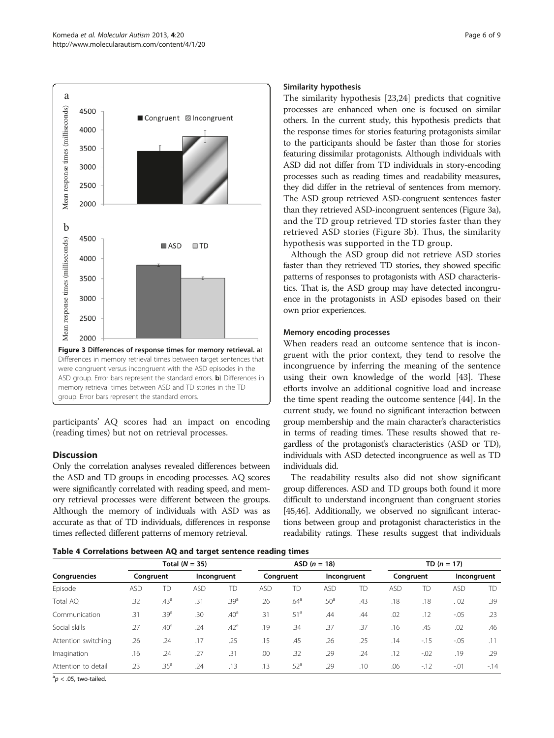Figure 3 Differences of response times for memory retrieval. a) Differences in memory retrieval times between target sentences that were congruent versus incongruent with the ASD episodes in the ASD group. Error bars represent the standard errors. b) Differences in memory retrieval times between ASD and TD stories in the TD group. Error bars represent the standard errors.

participants' AQ scores had an impact on encoding (reading times) but not on retrieval processes.

## Discussion

Only the correlation analyses revealed differences between the ASD and TD groups in encoding processes. AQ scores were significantly correlated with reading speed, and memory retrieval processes were different between the groups. Although the memory of individuals with ASD was as accurate as that of TD individuals, differences in response times reflected different patterns of memory retrieval.

### Similarity hypothesis

The similarity hypothesis [23,24] predicts that cognitive processes are enhanced when one is focused on similar others. In the current study, this hypothesis predicts that the response times for stories featuring protagonists similar to the participants should be faster than those for stories featuring dissimilar protagonists. Although individuals with ASD did not differ from TD individuals in story-encoding processes such as reading times and readability measures, they did differ in the retrieval of sentences from memory. The ASD group retrieved ASD-congruent sentences faster than they retrieved ASD-incongruent sentences (Figure 3a), and the TD group retrieved TD stories faster than they retrieved ASD stories (Figure 3b). Thus, the similarity hypothesis was supported in the TD group.

Although the ASD group did not retrieve ASD stories faster than they retrieved TD stories, they showed specific patterns of responses to protagonists with ASD characteristics. That is, the ASD group may have detected incongruence in the protagonists in ASD episodes based on their own prior experiences.

### Memory encoding processes

When readers read an outcome sentence that is incongruent with the prior context, they tend to resolve the incongruence by inferring the meaning of the sentence using their own knowledge of the world [43]. These efforts involve an additional cognitive load and increase the time spent reading the outcome sentence [44]. In the current study, we found no significant interaction between group membership and the main character's characteristics in terms of reading times. These results showed that regardless of the protagonist's characteristics (ASD or TD), individuals with ASD detected incongruence as well as TD individuals did.

The readability results also did not show significant group differences. ASD and TD groups both found it more difficult to understand incongruent than congruent stories [45,46]. Additionally, we observed no significant interactions between group and protagonist characteristics in the readability ratings. These results suggest that individuals

**Table 4 Correlations between AQ and target sentence reading times**

| | Total ($N$ = 35) | | | | ASD ($n$ = 18) | | | | TD ($n$ = 17) | | | |
|---|---|---|---|---|---|---|---|---|---|---|---|---|
| Congruencies | Congruent | | Incongruent | | Congruent | | Incongruent | | Congruent | | Incongruent | |
| Episode | ASD | TD | ASD | TD | ASD | TD | ASD | TD | ASD | TD | ASD | TD |
| Total AQ | .32 | .43[a] | .31 | .39[a] | .26 | .64[a] | .50[a] | .43 | .18 | .18 | . 02 | .39 |
| Communication | .31 | .39[a] | .30 | .40[a] | .31 | .51[a] | .44 | .44 | .02 | .12 | -.05 | .23 |
| Social skills | .27 | .40[a] | .24 | .42[a] | .19 | .34 | .37 | .37 | .16 | .45 | .02 | .46 |
| Attention switching | .26 | .24 | .17 | .25 | .15 | .45 | .26 | .25 | .14 | -.15 | -.05 | .11 |
| Imagination | .16 | .24 | .27 | .31 | .00 | .32 | .29 | .24 | .12 | -.02 | .19 | .29 |
| Attention to detail | .23 | .35[a] | .24 | .13 | .13 | .52[a] | .29 | .10 | .06 | -.12 | -.01 | -.14 |

[a]$p < .05$, two-tailed.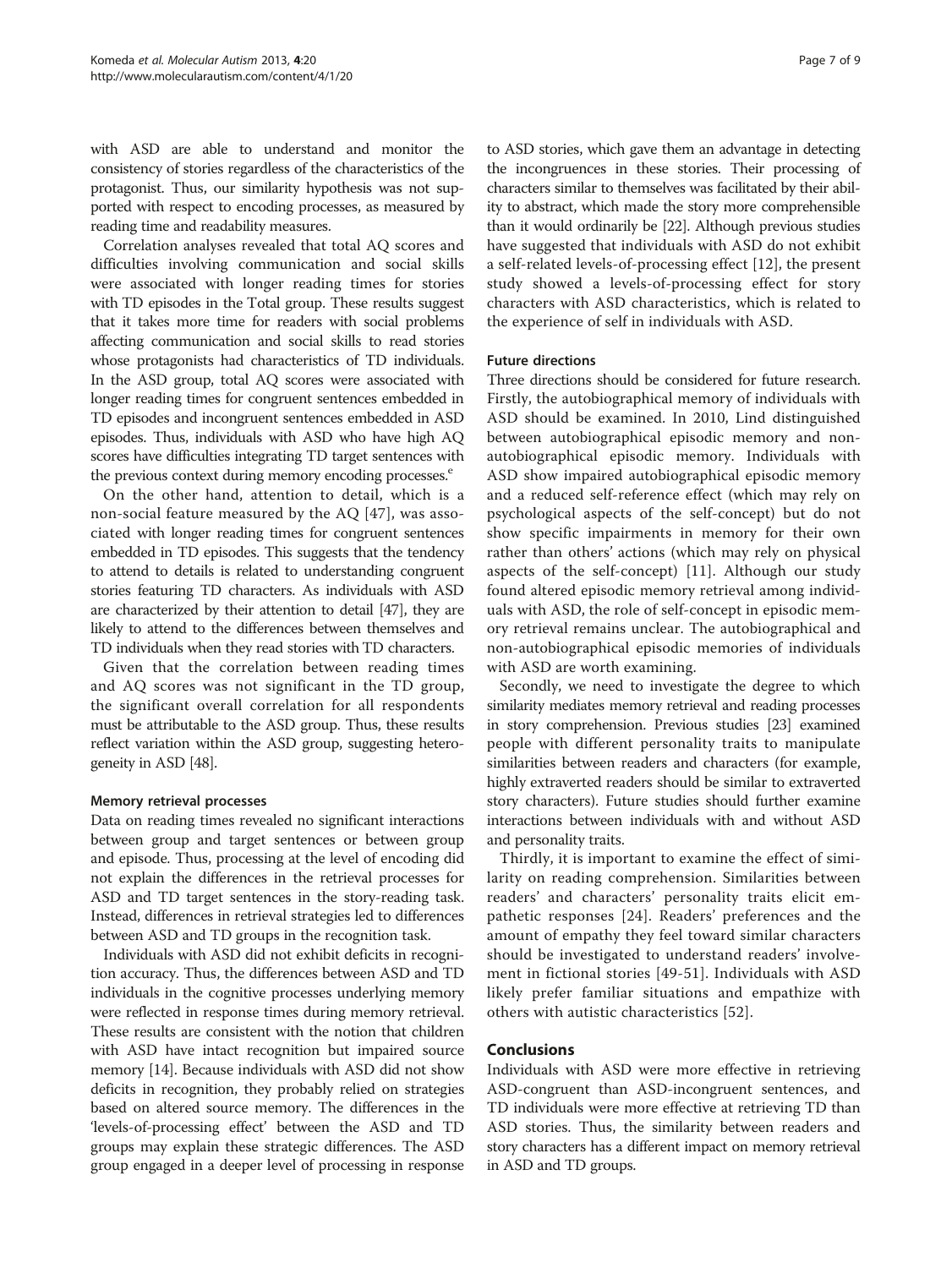with ASD are able to understand and monitor the consistency of stories regardless of the characteristics of the protagonist. Thus, our similarity hypothesis was not supported with respect to encoding processes, as measured by reading time and readability measures.

Correlation analyses revealed that total AQ scores and difficulties involving communication and social skills were associated with longer reading times for stories with TD episodes in the Total group. These results suggest that it takes more time for readers with social problems affecting communication and social skills to read stories whose protagonists had characteristics of TD individuals. In the ASD group, total AQ scores were associated with longer reading times for congruent sentences embedded in TD episodes and incongruent sentences embedded in ASD episodes. Thus, individuals with ASD who have high AQ scores have difficulties integrating TD target sentences with the previous context during memory encoding processes.[e]

On the other hand, attention to detail, which is a non-social feature measured by the AQ [47], was associated with longer reading times for congruent sentences embedded in TD episodes. This suggests that the tendency to attend to details is related to understanding congruent stories featuring TD characters. As individuals with ASD are characterized by their attention to detail [47], they are likely to attend to the differences between themselves and TD individuals when they read stories with TD characters.

Given that the correlation between reading times and AQ scores was not significant in the TD group, the significant overall correlation for all respondents must be attributable to the ASD group. Thus, these results reflect variation within the ASD group, suggesting heterogeneity in ASD [48].

#### Memory retrieval processes

Data on reading times revealed no significant interactions between group and target sentences or between group and episode. Thus, processing at the level of encoding did not explain the differences in the retrieval processes for ASD and TD target sentences in the story-reading task. Instead, differences in retrieval strategies led to differences between ASD and TD groups in the recognition task.

Individuals with ASD did not exhibit deficits in recognition accuracy. Thus, the differences between ASD and TD individuals in the cognitive processes underlying memory were reflected in response times during memory retrieval. These results are consistent with the notion that children with ASD have intact recognition but impaired source memory [14]. Because individuals with ASD did not show deficits in recognition, they probably relied on strategies based on altered source memory. The differences in the 'levels-of-processing effect' between the ASD and TD groups may explain these strategic differences. The ASD group engaged in a deeper level of processing in response to ASD stories, which gave them an advantage in detecting the incongruences in these stories. Their processing of characters similar to themselves was facilitated by their ability to abstract, which made the story more comprehensible than it would ordinarily be [22]. Although previous studies have suggested that individuals with ASD do not exhibit a self-related levels-of-processing effect [12], the present study showed a levels-of-processing effect for story characters with ASD characteristics, which is related to the experience of self in individuals with ASD.

#### Future directions

Three directions should be considered for future research. Firstly, the autobiographical memory of individuals with ASD should be examined. In 2010, Lind distinguished between autobiographical episodic memory and non-autobiographical episodic memory. Individuals with ASD show impaired autobiographical episodic memory and a reduced self-reference effect (which may rely on psychological aspects of the self-concept) but do not show specific impairments in memory for their own rather than others' actions (which may rely on physical aspects of the self-concept) [11]. Although our study found altered episodic memory retrieval among individuals with ASD, the role of self-concept in episodic memory retrieval remains unclear. The autobiographical and non-autobiographical episodic memories of individuals with ASD are worth examining.

Secondly, we need to investigate the degree to which similarity mediates memory retrieval and reading processes in story comprehension. Previous studies [23] examined people with different personality traits to manipulate similarities between readers and characters (for example, highly extraverted readers should be similar to extraverted story characters). Future studies should further examine interactions between individuals with and without ASD and personality traits.

Thirdly, it is important to examine the effect of similarity on reading comprehension. Similarities between readers' and characters' personality traits elicit empathetic responses [24]. Readers' preferences and the amount of empathy they feel toward similar characters should be investigated to understand readers' involvement in fictional stories [49-51]. Individuals with ASD likely prefer familiar situations and empathize with others with autistic characteristics [52].

## Conclusions

Individuals with ASD were more effective in retrieving ASD-congruent than ASD-incongruent sentences, and TD individuals were more effective at retrieving TD than ASD stories. Thus, the similarity between readers and story characters has a different impact on memory retrieval in ASD and TD groups.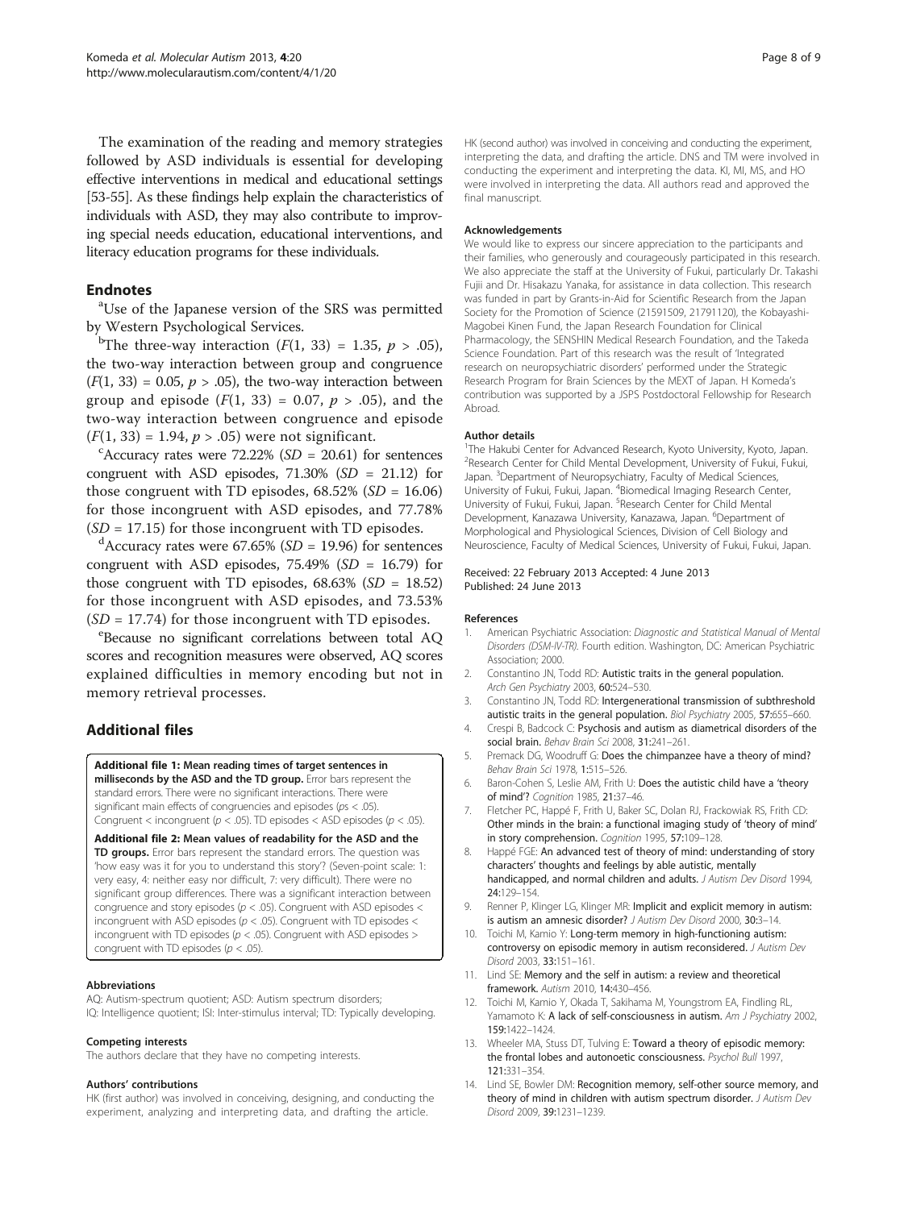The examination of the reading and memory strategies followed by ASD individuals is essential for developing effective interventions in medical and educational settings [53-55]. As these findings help explain the characteristics of individuals with ASD, they may also contribute to improving special needs education, educational interventions, and literacy education programs for these individuals.

## Endnotes

[a]Use of the Japanese version of the SRS was permitted by Western Psychological Services.

[b]The three-way interaction ($F(1, 33) = 1.35$, $p > .05$), the two-way interaction between group and congruence ($F(1, 33) = 0.05$, $p > .05$), the two-way interaction between group and episode ($F(1, 33) = 0.07$, $p > .05$), and the two-way interaction between congruence and episode ($F(1, 33) = 1.94$, $p > .05$) were not significant.

[c]Accuracy rates were 72.22% ($SD = 20.61$) for sentences congruent with ASD episodes, 71.30% ($SD = 21.12$) for those congruent with TD episodes, 68.52% ($SD = 16.06$) for those incongruent with ASD episodes, and 77.78% ($SD = 17.15$) for those incongruent with TD episodes.

[d]Accuracy rates were 67.65% ($SD = 19.96$) for sentences congruent with ASD episodes, 75.49% ($SD = 16.79$) for those congruent with TD episodes, 68.63% ($SD = 18.52$) for those incongruent with ASD episodes, and 73.53% ($SD = 17.74$) for those incongruent with TD episodes.

[e]Because no significant correlations between total AQ scores and recognition measures were observed, AQ scores explained difficulties in memory encoding but not in memory retrieval processes.

## Additional files

**Additional file 1: Mean reading times of target sentences in milliseconds by the ASD and the TD group.** Error bars represent the standard errors. There were no significant interactions. There were significant main effects of congruencies and episodes ($ps < .05$). Congruent < incongruent ($p < .05$). TD episodes < ASD episodes ($p < .05$).

**Additional file 2: Mean values of readability for the ASD and the TD groups.** Error bars represent the standard errors. The question was 'how easy was it for you to understand this story'? (Seven-point scale: 1: very easy, 4: neither easy nor difficult, 7: very difficult). There were no significant group differences. There was a significant interaction between congruence and story episodes ($p < .05$). Congruent with ASD episodes < incongruent with ASD episodes ($p < .05$). Congruent with TD episodes < incongruent with TD episodes ($p < .05$). Congruent with ASD episodes > congruent with TD episodes ($p < .05$).

#### Abbreviations

AQ: Autism-spectrum quotient; ASD: Autism spectrum disorders; IQ: Intelligence quotient; ISI: Inter-stimulus interval; TD: Typically developing.

#### Competing interests

The authors declare that they have no competing interests.

#### Authors' contributions

HK (first author) was involved in conceiving, designing, and conducting the experiment, analyzing and interpreting data, and drafting the article. HK (second author) was involved in conceiving and conducting the experiment, interpreting the data, and drafting the article. DNS and TM were involved in conducting the experiment and interpreting the data. KI, MI, MS, and HO were involved in interpreting the data. All authors read and approved the final manuscript.

#### Acknowledgements

We would like to express our sincere appreciation to the participants and their families, who generously and courageously participated in this research. We also appreciate the staff at the University of Fukui, particularly Dr. Takashi Fujii and Dr. Hisakazu Yanaka, for assistance in data collection. This research was funded in part by Grants-in-Aid for Scientific Research from the Japan Society for the Promotion of Science (21591509, 21791120), the Kobayashi-Magobei Kinen Fund, the Japan Research Foundation for Clinical Pharmacology, the SENSHIN Medical Research Foundation, and the Takeda Science Foundation. Part of this research was the result of 'Integrated research on neuropsychiatric disorders' performed under the Strategic Research Program for Brain Sciences by the MEXT of Japan. H Komeda's contribution was supported by a JSPS Postdoctoral Fellowship for Research Abroad.

#### Author details

[1]The Hakubi Center for Advanced Research, Kyoto University, Kyoto, Japan. [2]Research Center for Child Mental Development, University of Fukui, Fukui, Japan. [3]Department of Neuropsychiatry, Faculty of Medical Sciences, University of Fukui, Fukui, Japan. [4]Biomedical Imaging Research Center, University of Fukui, Fukui, Japan. [5]Research Center for Child Mental Development, Kanazawa University, Kanazawa, Japan. [6]Department of Morphological and Physiological Sciences, Division of Cell Biology and Neuroscience, Faculty of Medical Sciences, University of Fukui, Fukui, Japan.

Received: 22 February 2013 Accepted: 4 June 2013
Published: 24 June 2013

#### References

1. American Psychiatric Association: *Diagnostic and Statistical Manual of Mental Disorders (DSM-IV-TR)*. Fourth edition. Washington, DC: American Psychiatric Association; 2000.
2. Constantino JN, Todd RD: **Autistic traits in the general population.** *Arch Gen Psychiatry* 2003, **60:**524–530.
3. Constantino JN, Todd RD: **Intergenerational transmission of subthreshold autistic traits in the general population.** *Biol Psychiatry* 2005, **57:**655–660.
4. Crespi B, Badcock C: **Psychosis and autism as diametrical disorders of the social brain.** *Behav Brain Sci* 2008, **31:**241–261.
5. Premack DG, Woodruff G: **Does the chimpanzee have a theory of mind?** *Behav Brain Sci* 1978, **1:**515–526.
6. Baron-Cohen S, Leslie AM, Frith U: **Does the autistic child have a 'theory of mind'?** *Cognition* 1985, **21:**37–46.
7. Fletcher PC, Happé F, Frith U, Baker SC, Dolan RJ, Frackowiak RS, Frith CD: **Other minds in the brain: a functional imaging study of 'theory of mind' in story comprehension.** *Cognition* 1995, **57:**109–128.
8. Happé FGE: **An advanced test of theory of mind: understanding of story characters' thoughts and feelings by able autistic, mentally handicapped, and normal children and adults.** *J Autism Dev Disord* 1994, **24:**129–154.
9. Renner P, Klinger LG, Klinger MR: **Implicit and explicit memory in autism: is autism an amnesic disorder?** *J Autism Dev Disord* 2000, **30:**3–14.
10. Toichi M, Kamio Y: **Long-term memory in high-functioning autism: controversy on episodic memory in autism reconsidered.** *J Autism Dev Disord* 2003, **33:**151–161.
11. Lind SE: **Memory and the self in autism: a review and theoretical framework.** *Autism* 2010, **14:**430–456.
12. Toichi M, Kamio Y, Okada T, Sakihama M, Youngstrom EA, Findling RL, Yamamoto K: **A lack of self-consciousness in autism.** *Am J Psychiatry* 2002, **159:**1422–1424.
13. Wheeler MA, Stuss DT, Tulving E: **Toward a theory of episodic memory: the frontal lobes and autonoetic consciousness.** *Psychol Bull* 1997, **121:**331–354.
14. Lind SE, Bowler DM: **Recognition memory, self-other source memory, and theory of mind in children with autism spectrum disorder.** *J Autism Dev Disord* 2009, **39:**1231–1239.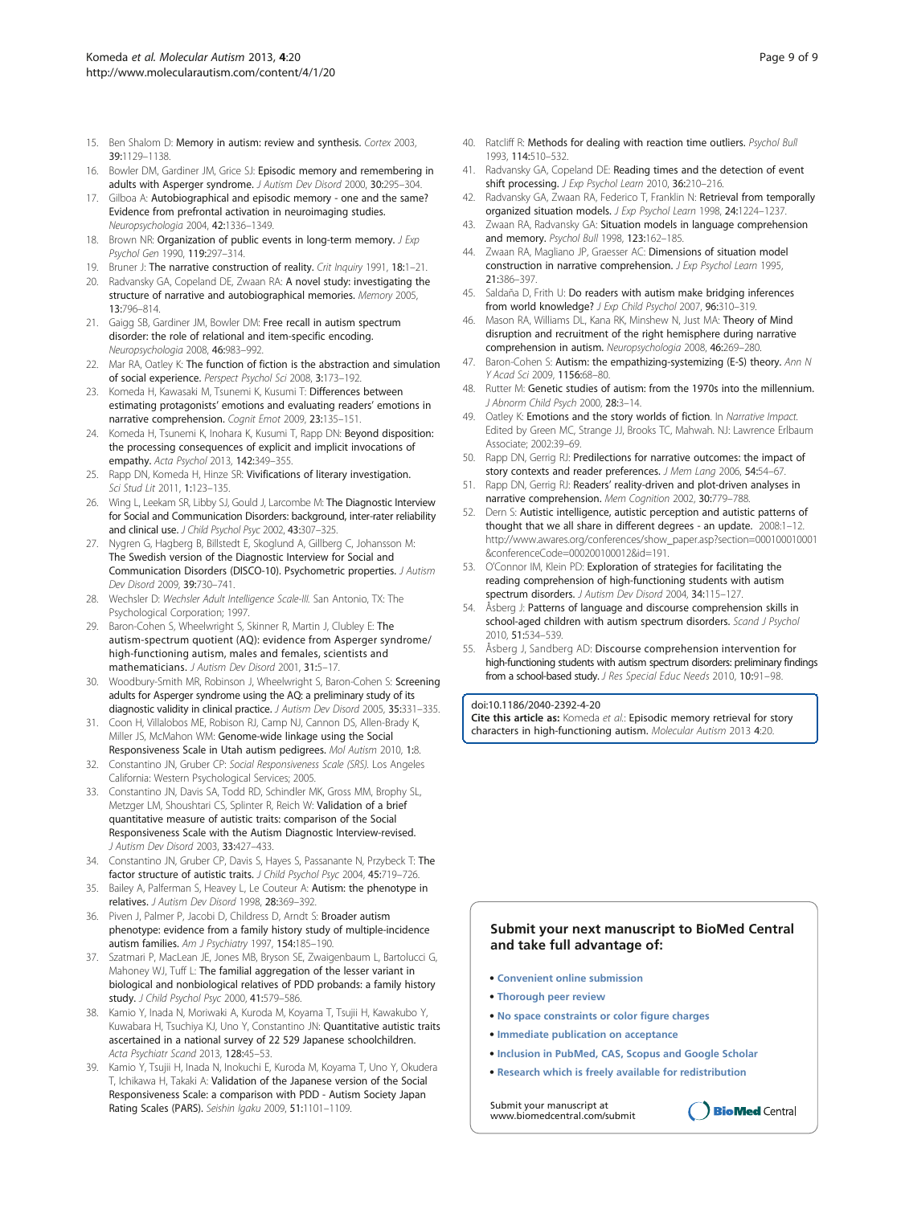15. Ben Shalom D: **Memory in autism: review and synthesis.** *Cortex* 2003, **39**:1129–1138.
16. Bowler DM, Gardiner JM, Grice SJ: **Episodic memory and remembering in adults with Asperger syndrome.** *J Autism Dev Disord* 2000, **30**:295–304.
17. Gilboa A: **Autobiographical and episodic memory - one and the same? Evidence from prefrontal activation in neuroimaging studies.** *Neuropsychologia* 2004, **42**:1336–1349.
18. Brown NR: **Organization of public events in long-term memory.** *J Exp Psychol Gen* 1990, **119**:297–314.
19. Bruner J: **The narrative construction of reality.** *Crit Inquiry* 1991, **18**:1–21.
20. Radvansky GA, Copeland DE, Zwaan RA: **A novel study: investigating the structure of narrative and autobiographical memories.** *Memory* 2005, **13**:796–814.
21. Gaigg SB, Gardiner JM, Bowler DM: **Free recall in autism spectrum disorder: the role of relational and item-specific encoding.** *Neuropsychologia* 2008, **46**:983–992.
22. Mar RA, Oatley K: **The function of fiction is the abstraction and simulation of social experience.** *Perspect Psychol Sci* 2008, **3**:173–192.
23. Komeda H, Kawasaki M, Tsunemi K, Kusumi T: **Differences between estimating protagonists' emotions and evaluating readers' emotions in narrative comprehension.** *Cognit Emot* 2009, **23**:135–151.
24. Komeda H, Tsunemi K, Inohara K, Kusumi T, Rapp DN: **Beyond disposition: the processing consequences of explicit and implicit invocations of empathy.** *Acta Psychol* 2013, **142**:349–355.
25. Rapp DN, Komeda H, Hinze SR: **Vivifications of literary investigation.** *Sci Stud Lit* 2011, **1**:123–135.
26. Wing L, Leekam SR, Libby SJ, Gould J, Larcombe M: **The Diagnostic Interview for Social and Communication Disorders: background, inter-rater reliability and clinical use.** *J Child Psychol Psyc* 2002, **43**:307–325.
27. Nygren G, Hagberg B, Billstedt E, Skoglund A, Gillberg C, Johansson M: **The Swedish version of the Diagnostic Interview for Social and Communication Disorders (DISCO-10). Psychometric properties.** *J Autism Dev Disord* 2009, **39**:730–741.
28. Wechsler D: *Wechsler Adult Intelligence Scale-III.* San Antonio, TX: The Psychological Corporation; 1997.
29. Baron-Cohen S, Wheelwright S, Skinner R, Martin J, Clubley E: **The autism-spectrum quotient (AQ): evidence from Asperger syndrome/ high-functioning autism, males and females, scientists and mathematicians.** *J Autism Dev Disord* 2001, **31**:5–17.
30. Woodbury-Smith MR, Robinson J, Wheelwright S, Baron-Cohen S: **Screening adults for Asperger syndrome using the AQ: a preliminary study of its diagnostic validity in clinical practice.** *J Autism Dev Disord* 2005, **35**:331–335.
31. Coon H, Villalobos ME, Robison RJ, Camp NJ, Cannon DS, Allen-Brady K, Miller JS, McMahon WM: **Genome-wide linkage using the Social Responsiveness Scale in Utah autism pedigrees.** *Mol Autism* 2010, **1**:8.
32. Constantino JN, Gruber CP: *Social Responsiveness Scale (SRS).* Los Angeles California: Western Psychological Services; 2005.
33. Constantino JN, Davis SA, Todd RD, Schindler MK, Gross MM, Brophy SL, Metzger LM, Shoushtari CS, Splinter R, Reich W: **Validation of a brief quantitative measure of autistic traits: comparison of the Social Responsiveness Scale with the Autism Diagnostic Interview-revised.** *J Autism Dev Disord* 2003, **33**:427–433.
34. Constantino JN, Gruber CP, Davis S, Hayes S, Passanante N, Przybeck T: **The factor structure of autistic traits.** *J Child Psychol Psyc* 2004, **45**:719–726.
35. Bailey A, Palferman S, Heavey L, Le Couteur A: **Autism: the phenotype in relatives.** *J Autism Dev Disord* 1998, **28**:369–392.
36. Piven J, Palmer P, Jacobi D, Childress D, Arndt S: **Broader autism phenotype: evidence from a family history study of multiple-incidence autism families.** *Am J Psychiatry* 1997, **154**:185–190.
37. Szatmari P, MacLean JE, Jones MB, Bryson SE, Zwaigenbaum L, Bartolucci G, Mahoney WJ, Tuff L: **The familial aggregation of the lesser variant in biological and nonbiological relatives of PDD probands: a family history study.** *J Child Psychol Psyc* 2000, **41**:579–586.
38. Kamio Y, Inada N, Moriwaki A, Kuroda M, Koyama T, Tsujii H, Kawakubo Y, Kuwabara H, Tsuchiya KJ, Uno Y, Constantino JN: **Quantitative autistic traits ascertained in a national survey of 22 529 Japanese schoolchildren.** *Acta Psychiatr Scand* 2013, **128**:45–53.
39. Kamio Y, Tsujii H, Inada N, Inokuchi E, Kuroda M, Koyama T, Uno Y, Okudera T, Ichikawa H, Takaki A: **Validation of the Japanese version of the Social Responsiveness Scale: a comparison with PDD - Autism Society Japan Rating Scales (PARS).** *Seishin Igaku* 2009, **51**:1101–1109.
40. Ratcliff R: **Methods for dealing with reaction time outliers.** *Psychol Bull* 1993, **114**:510–532.
41. Radvansky GA, Copeland DE: **Reading times and the detection of event shift processing.** *J Exp Psychol Learn* 2010, **36**:210–216.
42. Radvansky GA, Zwaan RA, Federico T, Franklin N: **Retrieval from temporally organized situation models.** *J Exp Psychol Learn* 1998, **24**:1224–1237.
43. Zwaan RA, Radvansky GA: **Situation models in language comprehension and memory.** *Psychol Bull* 1998, **123**:162–185.
44. Zwaan RA, Magliano JP, Graesser AC: **Dimensions of situation model construction in narrative comprehension.** *J Exp Psychol Learn* 1995, **21**:386–397.
45. Saldaña D, Frith U: **Do readers with autism make bridging inferences from world knowledge?** *J Exp Child Psychol* 2007, **96**:310–319.
46. Mason RA, Williams DL, Kana RK, Minshew N, Just MA: **Theory of Mind disruption and recruitment of the right hemisphere during narrative comprehension in autism.** *Neuropsychologia* 2008, **46**:269–280.
47. Baron-Cohen S: **Autism: the empathizing-systemizing (E-S) theory.** *Ann N Y Acad Sci* 2009, **1156**:68–80.
48. Rutter M: **Genetic studies of autism: from the 1970s into the millennium.** *J Abnorm Child Psych* 2000, **28**:3–14.
49. Oatley K: **Emotions and the story worlds of fiction.** In *Narrative Impact.* Edited by Green MC, Strange JJ, Brooks TC, Mahwah. NJ: Lawrence Erlbaum Associate; 2002:39–69.
50. Rapp DN, Gerrig RJ: **Predilections for narrative outcomes: the impact of story contexts and reader preferences.** *J Mem Lang* 2006, **54**:54–67.
51. Rapp DN, Gerrig RJ: **Readers' reality-driven and plot-driven analyses in narrative comprehension.** *Mem Cognition* 2002, **30**:779–788.
52. Dern S: **Autistic intelligence, autistic perception and autistic patterns of thought that we all share in different degrees - an update.** 2008:1–12. http://www.awares.org/conferences/show_paper.asp?section=000100010001&conferenceCode=000200100012&id=191.
53. O'Connor IM, Klein PD: **Exploration of strategies for facilitating the reading comprehension of high-functioning students with autism spectrum disorders.** *J Autism Dev Disord* 2004, **34**:115–127.
54. Åsberg J: **Patterns of language and discourse comprehension skills in school-aged children with autism spectrum disorders.** *Scand J Psychol* 2010, **51**:534–539.
55. Åsberg J, Sandberg AD: **Discourse comprehension intervention for high-functioning students with autism spectrum disorders: preliminary findings from a school-based study.** *J Res Special Educ Needs* 2010, **10**:91–98.

doi:10.1186/2040-2392-4-20

**Cite this article as:** Komeda *et al.*: Episodic memory retrieval for story characters in high-functioning autism. *Molecular Autism* 2013 **4**:20.

**Submit your next manuscript to BioMed Central and take full advantage of:**

- **Convenient online submission**
- **Thorough peer review**
- **No space constraints or color figure charges**
- **Immediate publication on acceptance**
- **Inclusion in PubMed, CAS, Scopus and Google Scholar**
- **Research which is freely available for redistribution**

Submit your manuscript at www.biomedcentral.com/submit

BioMed Central